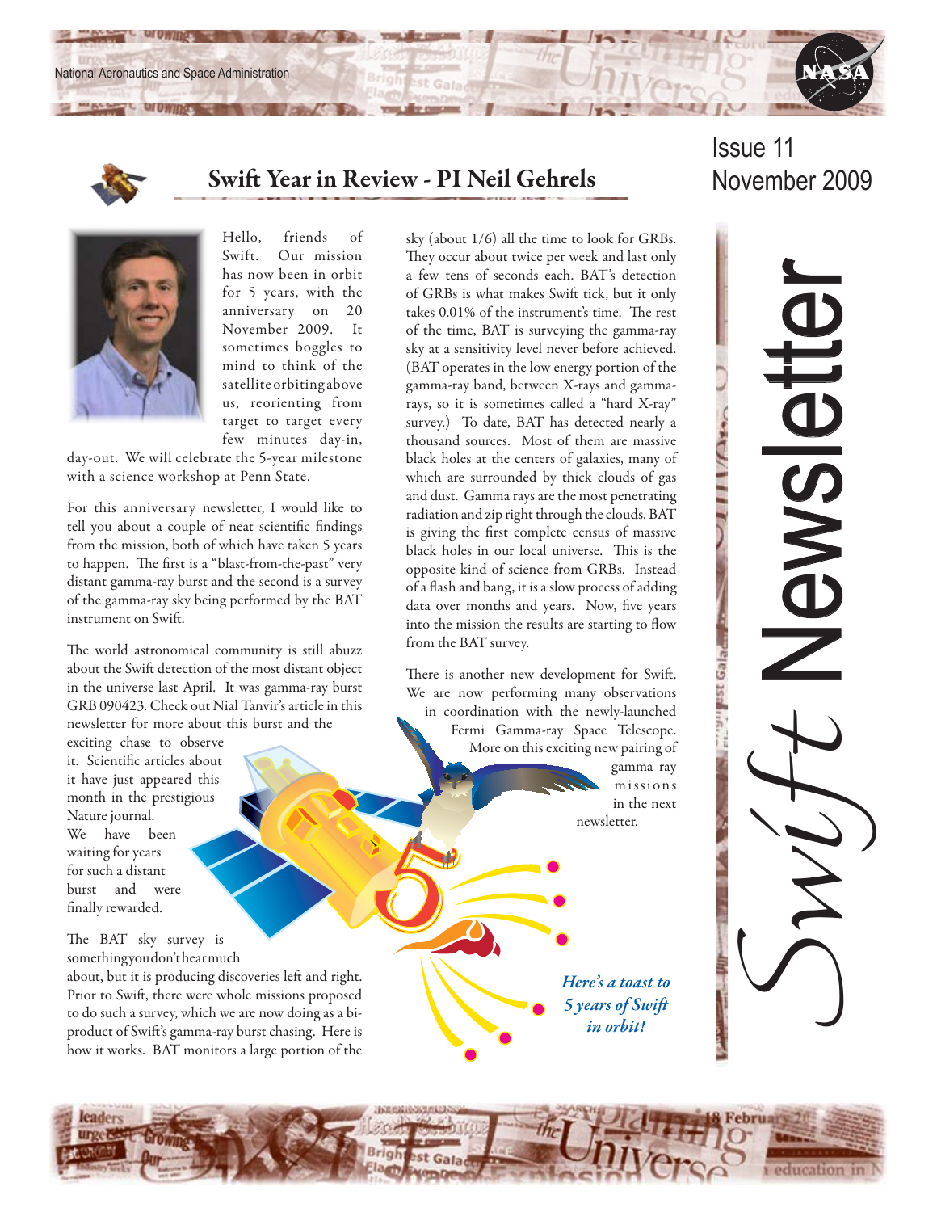National Aeronautics and Space Administration

Issue 11
November 2009

# Swift Newsletter

## Swift Year in Review - PI Neil Gehrels

Hello, friends of Swift. Our mission has now been in orbit for 5 years, with the anniversary on 20 November 2009. It sometimes boggles to mind to think of the satellite orbiting above us, reorienting from target to target every few minutes day-in, day-out. We will celebrate the 5-year milestone with a science workshop at Penn State.

For this anniversary newsletter, I would like to tell you about a couple of neat scientific findings from the mission, both of which have taken 5 years to happen. The first is a "blast-from-the-past" very distant gamma-ray burst and the second is a survey of the gamma-ray sky being performed by the BAT instrument on Swift.

The world astronomical community is still abuzz about the Swift detection of the most distant object in the universe last April. It was gamma-ray burst GRB 090423. Check out Nial Tanvir's article in this newsletter for more about this burst and the exciting chase to observe it. Scientific articles about it have just appeared this month in the prestigious Nature journal. We have been waiting for years for such a distant burst and were finally rewarded.

The BAT sky survey is something you don't hear much about, but it is producing discoveries left and right. Prior to Swift, there were whole missions proposed to do such a survey, which we are now doing as a bi-product of Swift's gamma-ray burst chasing. Here is how it works. BAT monitors a large portion of the sky (about 1/6) all the time to look for GRBs. They occur about twice per week and last only a few tens of seconds each. BAT's detection of GRBs is what makes Swift tick, but it only takes 0.01% of the instrument's time. The rest of the time, BAT is surveying the gamma-ray sky at a sensitivity level never before achieved. (BAT operates in the low energy portion of the gamma-ray band, between X-rays and gamma-rays, so it is sometimes called a "hard X-ray" survey.) To date, BAT has detected nearly a thousand sources. Most of them are massive black holes at the centers of galaxies, many of which are surrounded by thick clouds of gas and dust. Gamma rays are the most penetrating radiation and zip right through the clouds. BAT is giving the first complete census of massive black holes in our local universe. This is the opposite kind of science from GRBs. Instead of a flash and bang, it is a slow process of adding data over months and years. Now, five years into the mission the results are starting to flow from the BAT survey.

There is another new development for Swift. We are now performing many observations in coordination with the newly-launched Fermi Gamma-ray Space Telescope. More on this exciting new pairing of gamma ray missions in the next newsletter.

***Here's a toast to 5 years of Swift in orbit!***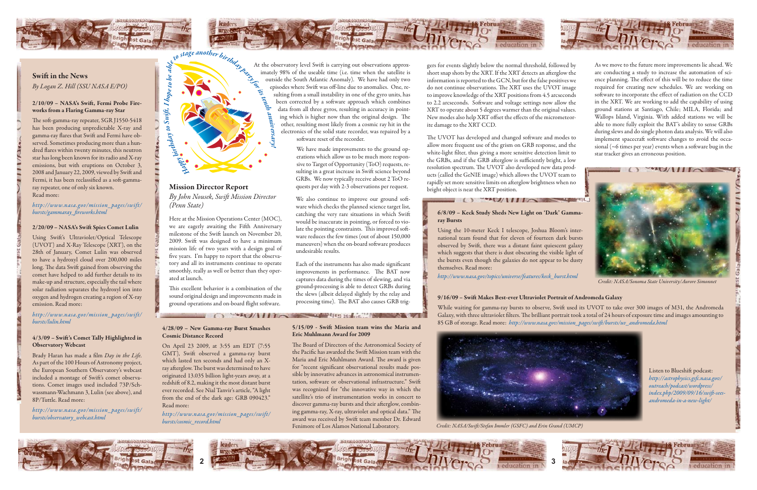## Swift in the News

*By Logan Z. Hill (SSU NASA E/PO)*

### 2/10/09 – NASA's Swift, Fermi Probe Fireworks from a Flaring Gamma-ray Star

The soft-gamma-ray repeater, SGR J1550-5418 has been producing unpredictable X-ray and gamma-ray flares that Swift and Fermi have observed. Sometimes producing more than a hundred flares within twenty minutes, this neutron star has long been known for its radio and X-ray emissions, but with eruptions on October 3, 2008 and January 22, 2009, viewed by Swift and Fermi, it has been reclassified as a soft-gamma-ray repeater, one of only six known. Read more:

*http://www.nasa.gov/mission_pages/swift/bursts/gammaray_fireworks.html*

### 2/20/09 – NASA's Swift Spies Comet Lulin

Using Swift's Ultraviolet/Optical Telescope (UVOT) and X-Ray Telescope (XRT), on the 28th of January, Comet Lulin was observed to have a hydroxyl cloud over 200,000 miles long. The data Swift gained from observing the comet have helped to add further details to its make-up and structure, especially the tail where solar radiation separates the hydroxyl ion into oxygen and hydrogen creating a region of X-ray emission. Read more:

*http://www.nasa.gov/mission_pages/swift/bursts/lulin.html*

### 4/3/09 – Swift's Comet Tally Highlighted in Observatory Webcast

Brady Haran has made a film *Day in the Life*. As part of the 100 Hours of Astronomy project, the European Southern Observatory's webcast included a montage of Swift's comet observations. Comet images used included 73P/Schwassmann-Wachmann 3, Lulin (see above), and 8P/Tuttle. Read more:

*http://www.nasa.gov/mission_pages/swift/bursts/observatory_webcast.html*

*Happy birthday to Swift, I hope to be able to stage another birthday party for its tenth anniversary!*

## Mission Director Report

*By John Nousek, Swift Mission Director (Penn State)*

Here at the Mission Operations Center (MOC), we are eagerly awaiting the Fifth Anniversary milestone of the Swift launch on November 20, 2009. Swift was designed to have a minimum mission life of two years with a design goal of five years. I'm happy to report that the observatory and all its instruments continue to operate smoothly, really as well or better than they operated at launch.

This excellent behavior is a combination of the sound original design and improvements made in ground operations and on-board flight software.

At the observatory level Swift is carrying out observations approximately 98% of the useable time (i.e. time when the satellite is outside the South Atlantic Anomaly). We have had only two episodes where Swift was off-line due to anomalies. One, resulting from a small instability in one of the gyro units, has been corrected by a software approach which combines data from all three gyros, resulting in accuracy in pointing which is higher now than the original design. The other, resulting most likely from a cosmic ray hit in the electronics of the solid state recorder, was repaired by a software reset of the recorder.

We have made improvements to the ground operations which allow us to be much more responsive to Target of Opportunity (ToO) requests, resulting in a great increase in Swift science beyond GRBs. We now typically receive about 2 ToO requests per day with 2-3 observations per request.

We also continue to improve our ground software which checks the planned science target list, catching the very rare situations in which Swift would be inaccurate in pointing, or forced to violate the pointing constraints. This improved software reduces the few times (out of about 150,000 maneuvers) when the on-board software produces undesirable results.

Each of the instruments has also made significant improvements in performance. The BAT now captures data during the times of slewing, and via ground-processing is able to detect GRBs during the slews (albeit delayed slightly by the relay and processing time). The BAT also causes GRB triggers for events slightly below the normal threshold, followed by short snap shots by the XRT. If the XRT detects an afterglow the information is reported to the GCN, but for the false positives we do not continue observations. The XRT uses the UVOT image to improve knowledge of the XRT positions from 4.5 arcseconds to 2.2 arcseconds. Software and voltage settings now allow the XRT to operate about 5 degrees warmer than the original values. New modes also help XRT offset the effects of the micrometeorite damage to the XRT CCD.

The UVOT has developed and changed software and modes to allow more frequent use of the grism on GRB response, and the white-light filter, thus giving a more sensitive detection limit to the GRBs, and if the GRB afterglow is sufficiently bright, a low resolution spectrum. The UVOT also developed new data products (called the GeNIE image) which allows the UVOT team to rapidly set more sensitive limits on afterglow brightness when no bright object is near the XRT position.

As we move to the future more improvements lie ahead. We are conducting a study to increase the automation of science planning. The effect of this will be to reduce the time required for creating new schedules. We are working on software to incorporate the effect of radiation on the CCD in the XRT. We are working to add the capability of using ground stations at Santiago, Chile; MILA, Florida; and Wallops Island, Virginia. With added stations we will be able to more fully exploit the BAT's ability to sense GRBs during slews and do single photon data analysis. We will also implement spacecraft software changes to avoid the occasional (~6 times per year) events when a software bug in the star tracker gives an erroneous position.

### 4/28/09 – New Gamma-ray Burst Smashes Cosmic Distance Record

On April 23 2009, at 3:55 am EDT (7:55 GMT), Swift observed a gamma-ray burst which lasted ten seconds and had only an X-ray afterglow. The burst was determined to have originated 13.035 billion light-years away, at a redshift of 8.2, making it the most distant burst ever recorded. See Nial Tanvir's article, "A light from the end of the dark age: GRB 090423." Read more:

*http://www.nasa.gov/mission_pages/swift/bursts/cosmic_record.html*

### 5/15/09 - Swift Mission team wins the Maria and Eric Muhlmann Award for 2009

The Board of Directors of the Astronomical Society of the Pacific has awarded the Swift Mission team with the Maria and Eric Muhlmann Award. The award is given for "recent significant observational results made possible by innovative advances in astronomical instrumentation, software or observational infrastructure." Swift was recognized for "the innovative way in which the satellite's trio of instrumentation works in concert to discover gamma-ray bursts and their afterglow, combining gamma-ray, X-ray, ultraviolet and optical data." The award was received by Swift team member Dr. Edward Fenimore of Los Alamos National Laboratory.

### 6/8/09 – Keck Study Sheds New Light on 'Dark' Gamma-ray Bursts

Using the 10-meter Keck I telescope, Joshua Bloom's international team found that for eleven of fourteen dark bursts observed by Swift, there was a distant faint quiescent galaxy which suggests that there is dust obscuring the visible light of the bursts even though the galaxies do not appear to be dusty themselves. Read more:

*http://www.nasa.gov/topics/universe/features/keck_burst.html*

*Credit: NASA/Sonoma State University/Aurore Simonnet*

### 9/16/09 – Swift Makes Best-ever Ultraviolet Portrait of Andromeda Galaxy

While waiting for gamma-ray bursts to observe, Swift used its UVOT to take over 300 images of M31, the Andromeda Galaxy, with three ultraviolet filters. The brilliant portrait took a total of 24 hours of exposure time and images amounting to 85 GB of storage. Read more: *http://www.nasa.gov/mission_pages/swift/bursts/uv_andromeda.html*

*Credit: NASA/Swift/Stefan Immler (GSFC) and Erin Grand (UMCP)*

Listen to Blueshift podcast: *http://astrophysics.gsfc.nasa.gov/outreach/podcast/wordpress/index.php/2009/09/16/swift-sees-andromeda-in-a-new-light/*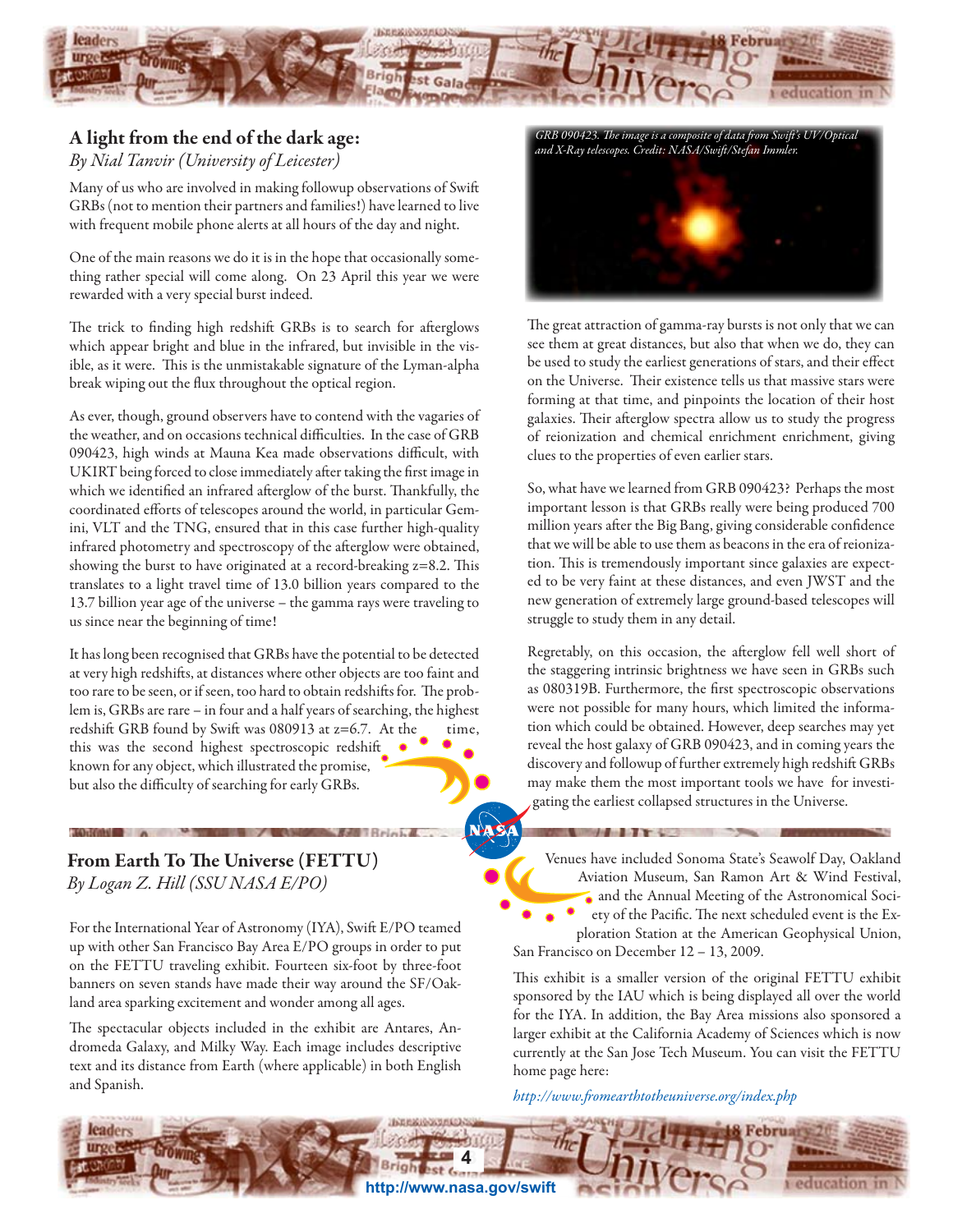## A light from the end of the dark age:

*By Nial Tanvir (University of Leicester)*

Many of us who are involved in making followup observations of Swift GRBs (not to mention their partners and families!) have learned to live with frequent mobile phone alerts at all hours of the day and night.

One of the main reasons we do it is in the hope that occasionally something rather special will come along. On 23 April this year we were rewarded with a very special burst indeed.

The trick to finding high redshift GRBs is to search for afterglows which appear bright and blue in the infrared, but invisible in the visible, as it were. This is the unmistakable signature of the Lyman-alpha break wiping out the flux throughout the optical region.

As ever, though, ground observers have to contend with the vagaries of the weather, and on occasions technical difficulties. In the case of GRB 090423, high winds at Mauna Kea made observations difficult, with UKIRT being forced to close immediately after taking the first image in which we identified an infrared afterglow of the burst. Thankfully, the coordinated efforts of telescopes around the world, in particular Gemini, VLT and the TNG, ensured that in this case further high-quality infrared photometry and spectroscopy of the afterglow were obtained, showing the burst to have originated at a record-breaking z=8.2. This translates to a light travel time of 13.0 billion years compared to the 13.7 billion year age of the universe – the gamma rays were traveling to us since near the beginning of time!

It has long been recognised that GRBs have the potential to be detected at very high redshifts, at distances where other objects are too faint and too rare to be seen, or if seen, too hard to obtain redshifts for. The problem is, GRBs are rare – in four and a half years of searching, the highest redshift GRB found by Swift was 080913 at z=6.7. At the time, this was the second highest spectroscopic redshift known for any object, which illustrated the promise, but also the difficulty of searching for early GRBs.

*GRB 090423. The image is a composite of data from Swift's UV/Optical and X-Ray telescopes. Credit: NASA/Swift/Stefan Immler.*

The great attraction of gamma-ray bursts is not only that we can see them at great distances, but also that when we do, they can be used to study the earliest generations of stars, and their effect on the Universe. Their existence tells us that massive stars were forming at that time, and pinpoints the location of their host galaxies. Their afterglow spectra allow us to study the progress of reionization and chemical enrichment enrichment, giving clues to the properties of even earlier stars.

So, what have we learned from GRB 090423? Perhaps the most important lesson is that GRBs really were being produced 700 million years after the Big Bang, giving considerable confidence that we will be able to use them as beacons in the era of reionization. This is tremendously important since galaxies are expected to be very faint at these distances, and even JWST and the new generation of extremely large ground-based telescopes will struggle to study them in any detail.

Regretably, on this occasion, the afterglow fell well short of the staggering intrinsic brightness we have seen in GRBs such as 080319B. Furthermore, the first spectroscopic observations were not possible for many hours, which limited the information which could be obtained. However, deep searches may yet reveal the host galaxy of GRB 090423, and in coming years the discovery and followup of further extremely high redshift GRBs may make them the most important tools we have for investigating the earliest collapsed structures in the Universe.

## From Earth To The Universe (FETTU)

*By Logan Z. Hill (SSU NASA E/PO)*

For the International Year of Astronomy (IYA), Swift E/PO teamed up with other San Francisco Bay Area E/PO groups in order to put on the FETTU traveling exhibit. Fourteen six-foot by three-foot banners on seven stands have made their way around the SF/Oakland area sparking excitement and wonder among all ages.

The spectacular objects included in the exhibit are Antares, Andromeda Galaxy, and Milky Way. Each image includes descriptive text and its distance from Earth (where applicable) in both English and Spanish.

Venues have included Sonoma State's Seawolf Day, Oakland Aviation Museum, San Ramon Art & Wind Festival, and the Annual Meeting of the Astronomical Society of the Pacific. The next scheduled event is the Exploration Station at the American Geophysical Union, San Francisco on December 12 – 13, 2009.

This exhibit is a smaller version of the original FETTU exhibit sponsored by the IAU which is being displayed all over the world for the IYA. In addition, the Bay Area missions also sponsored a larger exhibit at the California Academy of Sciences which is now currently at the San Jose Tech Museum. You can visit the FETTU home page here:

*http://www.fromearthtotheuniverse.org/index.php*